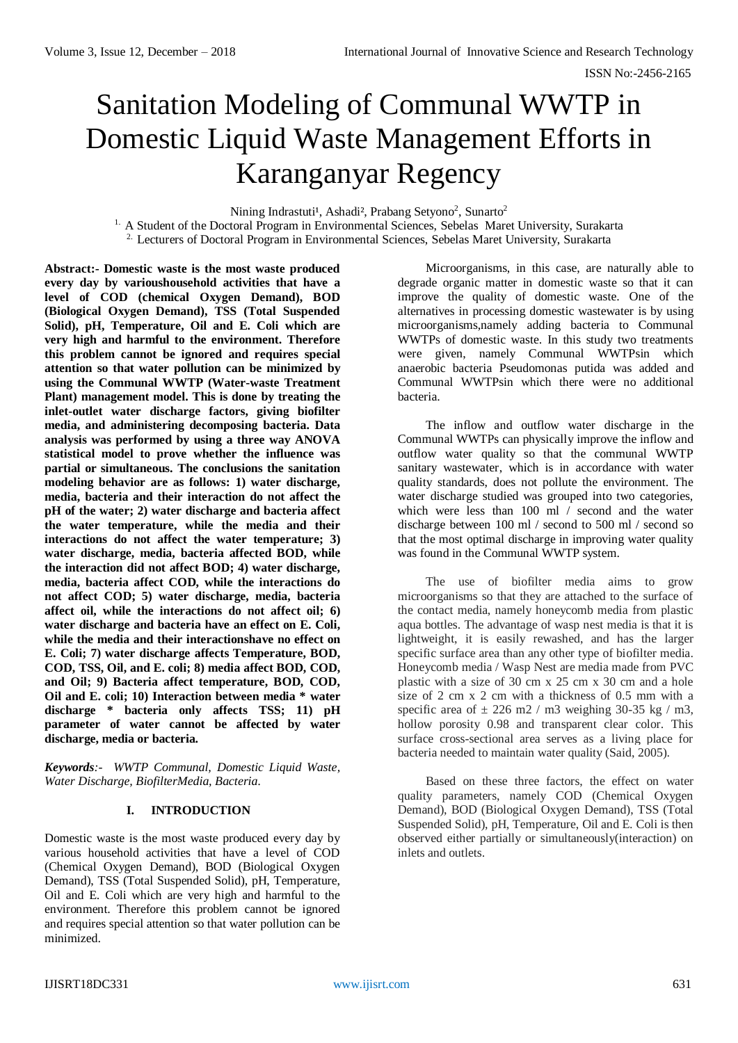# Sanitation Modeling of Communal WWTP in Domestic Liquid Waste Management Efforts in Karanganyar Regency

Nining Indrastuti[1], Ashadi[2], Prabang Setyono[2], Sunarto[2]

[1.] A Student of the Doctoral Program in Environmental Sciences, Sebelas Maret University, Surakarta

[2.] Lecturers of Doctoral Program in Environmental Sciences, Sebelas Maret University, Surakarta

**Abstract:- Domestic waste is the most waste produced every day by varioushousehold activities that have a level of COD (chemical Oxygen Demand), BOD (Biological Oxygen Demand), TSS (Total Suspended Solid), pH, Temperature, Oil and E. Coli which are very high and harmful to the environment. Therefore this problem cannot be ignored and requires special attention so that water pollution can be minimized by using the Communal WWTP (Water-waste Treatment Plant) management model. This is done by treating the inlet-outlet water discharge factors, giving biofilter media, and administering decomposing bacteria. Data analysis was performed by using a three way ANOVA statistical model to prove whether the influence was partial or simultaneous. The conclusions the sanitation modeling behavior are as follows: 1) water discharge, media, bacteria and their interaction do not affect the pH of the water; 2) water discharge and bacteria affect the water temperature, while the media and their interactions do not affect the water temperature; 3) water discharge, media, bacteria affected BOD, while the interaction did not affect BOD; 4) water discharge, media, bacteria affect COD, while the interactions do not affect COD; 5) water discharge, media, bacteria affect oil, while the interactions do not affect oil; 6) water discharge and bacteria have an effect on E. Coli, while the media and their interactionshave no effect on E. Coli; 7) water discharge affects Temperature, BOD, COD, TSS, Oil, and E. coli; 8) media affect BOD, COD, and Oil; 9) Bacteria affect temperature, BOD, COD, Oil and E. coli; 10) Interaction between media * water discharge * bacteria only affects TSS; 11) pH parameter of water cannot be affected by water discharge, media or bacteria.**

***Keywords**:- WWTP Communal, Domestic Liquid Waste, Water Discharge, BiofilterMedia, Bacteria.*

## I. INTRODUCTION

Domestic waste is the most waste produced every day by various household activities that have a level of COD (Chemical Oxygen Demand), BOD (Biological Oxygen Demand), TSS (Total Suspended Solid), pH, Temperature, Oil and E. Coli which are very high and harmful to the environment. Therefore this problem cannot be ignored and requires special attention so that water pollution can be minimized.

Microorganisms, in this case, are naturally able to degrade organic matter in domestic waste so that it can improve the quality of domestic waste. One of the alternatives in processing domestic wastewater is by using microorganisms,namely adding bacteria to Communal WWTPs of domestic waste. In this study two treatments were given, namely Communal WWTPsin which anaerobic bacteria Pseudomonas putida was added and Communal WWTPsin which there were no additional bacteria.

The inflow and outflow water discharge in the Communal WWTPs can physically improve the inflow and outflow water quality so that the communal WWTP sanitary wastewater, which is in accordance with water quality standards, does not pollute the environment. The water discharge studied was grouped into two categories, which were less than 100 ml / second and the water discharge between 100 ml / second to 500 ml / second so that the most optimal discharge in improving water quality was found in the Communal WWTP system.

The use of biofilter media aims to grow microorganisms so that they are attached to the surface of the contact media, namely honeycomb media from plastic aqua bottles. The advantage of wasp nest media is that it is lightweight, it is easily rewashed, and has the larger specific surface area than any other type of biofilter media. Honeycomb media / Wasp Nest are media made from PVC plastic with a size of 30 cm x 25 cm x 30 cm and a hole size of 2 cm x 2 cm with a thickness of 0.5 mm with a specific area of ± 226 $m2 / m3$ weighing 30-35 kg / m3, hollow porosity 0.98 and transparent clear color. This surface cross-sectional area serves as a living place for bacteria needed to maintain water quality (Said, 2005).

Based on these three factors, the effect on water quality parameters, namely COD (Chemical Oxygen Demand), BOD (Biological Oxygen Demand), TSS (Total Suspended Solid), pH, Temperature, Oil and E. Coli is then observed either partially or simultaneously(interaction) on inlets and outlets.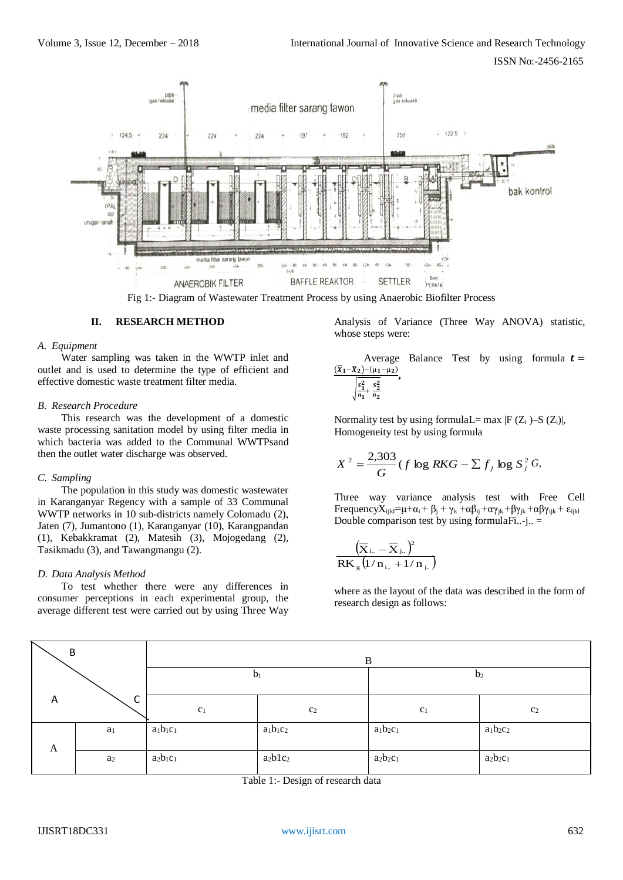Fig 1:- Diagram of Wastewater Treatment Process by using Anaerobic Biofilter Process

## II. RESEARCH METHOD

### A. *Equipment*

Water sampling was taken in the WWTP inlet and outlet and is used to determine the type of efficient and effective domestic waste treatment filter media.

### B. *Research Procedure*

This research was the development of a domestic waste processing sanitation model by using filter media in which bacteria was added to the Communal WWTPsand then the outlet water discharge was observed.

### C. *Sampling*

The population in this study was domestic wastewater in Karanganyar Regency with a sample of 33 Communal WWTP networks in 10 sub-districts namely Colomadu (2), Jaten (7), Jumantono (1), Karanganyar (10), Karangpandan (1), Kebakkramat (2), Matesih (3), Mojogedang (2), Tasikmadu (3), and Tawangmangu (2).

### D. *Data Analysis Method*

To test whether there were any differences in consumer perceptions in each experimental group, the average different test were carried out by using Three Way Analysis of Variance (Three Way ANOVA) statistic, whose steps were:

Average Balance Test by using formula $t = \frac{(\bar{X}_1 - \bar{X}_2) - (\mu_1 - \mu_2)}{\sqrt{\frac{s_1^2}{n_1} + \frac{s_2^2}{n_2}}}$,

Normality test by using formulaL= max $|F(Z_i) - S(Z_i)|$,
Homogeneity test by using formula

$$X^2 = \frac{2{,}303}{G}(f \log RKG - \sum f_j \log S_j^2 G,$$

Three way variance analysis test with Free Cell Frequency$X_{ijkl} = \mu + \alpha_i + \beta_j + \gamma_k + \alpha\beta_{ij} + \alpha\gamma_{jk} + \beta\gamma_{jk} + \alpha\beta\gamma_{ijk} + \varepsilon_{ijkl}$
Double comparison test by using formulaFi..-j.. =

$$\frac{\left(\bar{X}_{i..} - \bar{X}_{j..}\right)^2}{RK_g\left(1/n_{i..} + 1/n_{j..}\right)}$$

where as the layout of the data was described in the form of research design as follows:

| B / A / C | | B | | | |
|---|---|---|---|---|---|
| | | $b_1$ | | $b_2$ | |
| | | $c_1$ | $c_2$ | $c_1$ | $c_2$ |
| A | $a_1$ | $a_1b_1c_1$ | $a_1b_1c_2$ | $a_1b_2c_1$ | $a_1b_2c_2$ |
| | $a_2$ | $a_2b_1c_1$ | $a_2b1c_2$ | $a_2b_2c_1$ | $a_2b_2c_1$ |

Table 1:- Design of research data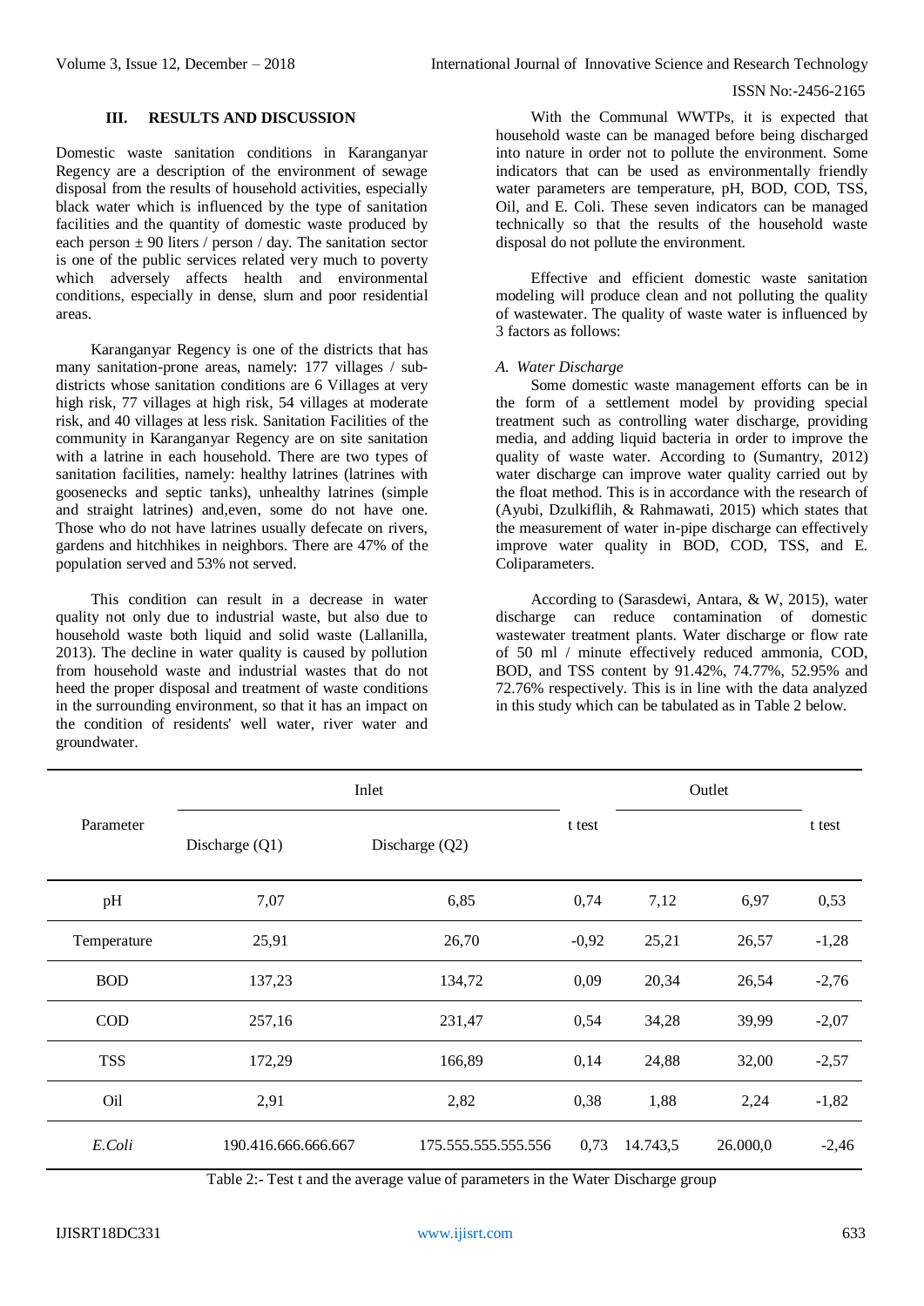## III. RESULTS AND DISCUSSION

Domestic waste sanitation conditions in Karanganyar Regency are a description of the environment of sewage disposal from the results of household activities, especially black water which is influenced by the type of sanitation facilities and the quantity of domestic waste produced by each person ± 90 liters / person / day. The sanitation sector is one of the public services related very much to poverty which adversely affects health and environmental conditions, especially in dense, slum and poor residential areas.

Karanganyar Regency is one of the districts that has many sanitation-prone areas, namely: 177 villages / sub-districts whose sanitation conditions are 6 Villages at very high risk, 77 villages at high risk, 54 villages at moderate risk, and 40 villages at less risk. Sanitation Facilities of the community in Karanganyar Regency are on site sanitation with a latrine in each household. There are two types of sanitation facilities, namely: healthy latrines (latrines with goosenecks and septic tanks), unhealthy latrines (simple and straight latrines) and,even, some do not have one. Those who do not have latrines usually defecate on rivers, gardens and hitchhikes in neighbors. There are 47% of the population served and 53% not served.

This condition can result in a decrease in water quality not only due to industrial waste, but also due to household waste both liquid and solid waste (Lallanilla, 2013). The decline in water quality is caused by pollution from household waste and industrial wastes that do not heed the proper disposal and treatment of waste conditions in the surrounding environment, so that it has an impact on the condition of residents' well water, river water and groundwater.

With the Communal WWTPs, it is expected that household waste can be managed before being discharged into nature in order not to pollute the environment. Some indicators that can be used as environmentally friendly water parameters are temperature, pH, BOD, COD, TSS, Oil, and E. Coli. These seven indicators can be managed technically so that the results of the household waste disposal do not pollute the environment.

Effective and efficient domestic waste sanitation modeling will produce clean and not polluting the quality of wastewater. The quality of waste water is influenced by 3 factors as follows:

### *A. Water Discharge*

Some domestic waste management efforts can be in the form of a settlement model by providing special treatment such as controlling water discharge, providing media, and adding liquid bacteria in order to improve the quality of waste water. According to (Sumantry, 2012) water discharge can improve water quality carried out by the float method. This is in accordance with the research of (Ayubi, Dzulkiflih, & Rahmawati, 2015) which states that the measurement of water in-pipe discharge can effectively improve water quality in BOD, COD, TSS, and E. Coliparameters.

According to (Sarasdewi, Antara, & W, 2015), water discharge can reduce contamination of domestic wastewater treatment plants. Water discharge or flow rate of 50 ml / minute effectively reduced ammonia, COD, BOD, and TSS content by 91.42%, 74.77%, 52.95% and 72.76% respectively. This is in line with the data analyzed in this study which can be tabulated as in Table 2 below.

| Parameter | Inlet | | t test | Outlet | | t test |
|---|---|---|---|---|---|---|
| | Discharge (Q1) | Discharge (Q2) | | | | |
| pH | 7,07 | 6,85 | 0,74 | 7,12 | 6,97 | 0,53 |
| Temperature | 25,91 | 26,70 | -0,92 | 25,21 | 26,57 | -1,28 |
| BOD | 137,23 | 134,72 | 0,09 | 20,34 | 26,54 | -2,76 |
| COD | 257,16 | 231,47 | 0,54 | 34,28 | 39,99 | -2,07 |
| TSS | 172,29 | 166,89 | 0,14 | 24,88 | 32,00 | -2,57 |
| Oil | 2,91 | 2,82 | 0,38 | 1,88 | 2,24 | -1,82 |
| *E.Coli* | 190.416.666.666.667 | 175.555.555.555.556 | 0,73 | 14.743,5 | 26.000,0 | -2,46 |

Table 2:- Test t and the average value of parameters in the Water Discharge group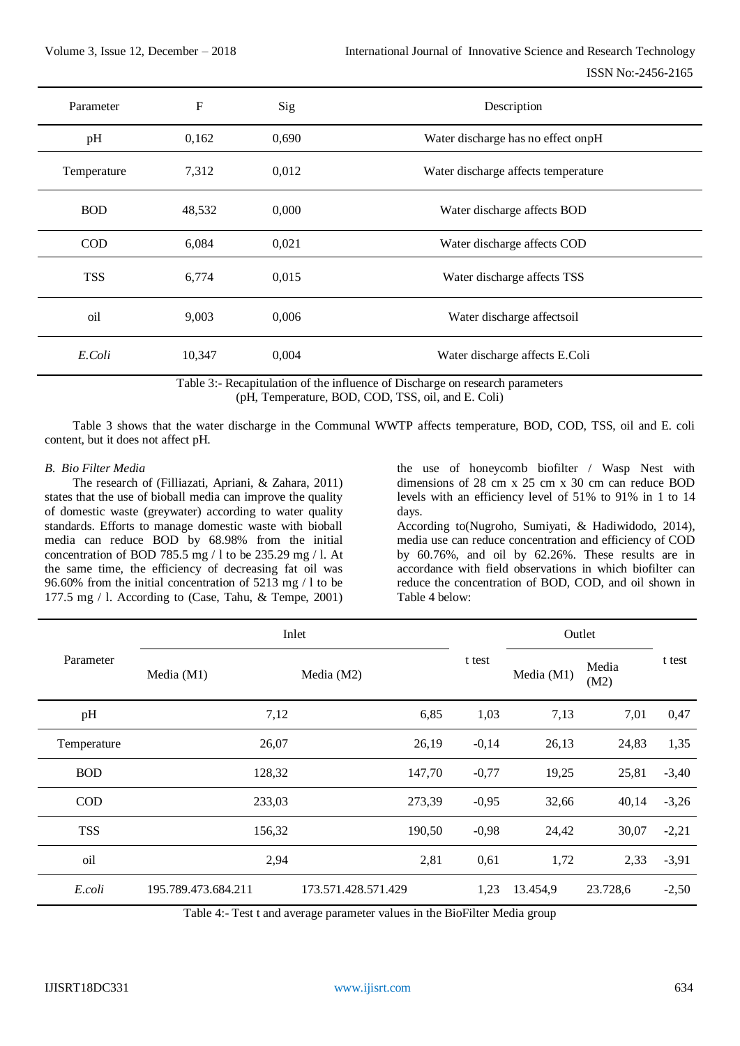| Parameter | F | Sig | Description |
|---|---|---|---|
| pH | 0,162 | 0,690 | Water discharge has no effect onpH |
| Temperature | 7,312 | 0,012 | Water discharge affects temperature |
| BOD | 48,532 | 0,000 | Water discharge affects BOD |
| COD | 6,084 | 0,021 | Water discharge affects COD |
| TSS | 6,774 | 0,015 | Water discharge affects TSS |
| oil | 9,003 | 0,006 | Water discharge affectsoil |
| *E.Coli* | 10,347 | 0,004 | Water discharge affects E.Coli |

Table 3:- Recapitulation of the influence of Discharge on research parameters (pH, Temperature, BOD, COD, TSS, oil, and E. Coli)

Table 3 shows that the water discharge in the Communal WWTP affects temperature, BOD, COD, TSS, oil and E. coli content, but it does not affect pH.

*B. Bio Filter Media*

The research of (Filliazati, Apriani, & Zahara, 2011) states that the use of bioball media can improve the quality of domestic waste (greywater) according to water quality standards. Efforts to manage domestic waste with bioball media can reduce BOD by 68.98% from the initial concentration of BOD 785.5 mg / l to be 235.29 mg / l. At the same time, the efficiency of decreasing fat oil was 96.60% from the initial concentration of 5213 mg / l to be 177.5 mg / l. According to (Case, Tahu, & Tempe, 2001) the use of honeycomb biofilter / Wasp Nest with dimensions of 28 cm x 25 cm x 30 cm can reduce BOD levels with an efficiency level of 51% to 91% in 1 to 14 days.

According to(Nugroho, Sumiyati, & Hadiwidodo, 2014), media use can reduce concentration and efficiency of COD by 60.76%, and oil by 62.26%. These results are in accordance with field observations in which biofilter can reduce the concentration of BOD, COD, and oil shown in Table 4 below:

| Parameter | Inlet | | t test | Outlet | | t test |
|---|---|---|---|---|---|---|
| | Media (M1) | Media (M2) | | Media (M1) | Media (M2) | |
| pH | 7,12 | 6,85 | 1,03 | 7,13 | 7,01 | 0,47 |
| Temperature | 26,07 | 26,19 | -0,14 | 26,13 | 24,83 | 1,35 |
| BOD | 128,32 | 147,70 | -0,77 | 19,25 | 25,81 | -3,40 |
| COD | 233,03 | 273,39 | -0,95 | 32,66 | 40,14 | -3,26 |
| TSS | 156,32 | 190,50 | -0,98 | 24,42 | 30,07 | -2,21 |
| oil | 2,94 | 2,81 | 0,61 | 1,72 | 2,33 | -3,91 |
| *E.coli* | 195.789.473.684.211 | 173.571.428.571.429 | 1,23 | 13.454,9 | 23.728,6 | -2,50 |

Table 4:- Test t and average parameter values in the BioFilter Media group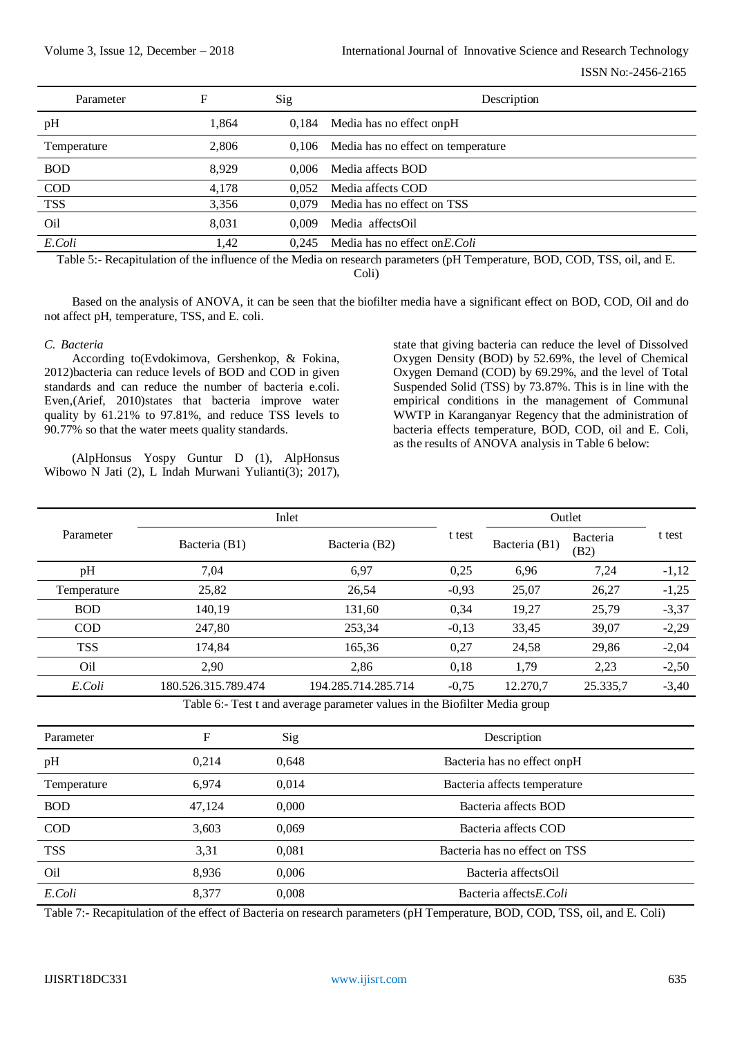| Parameter | F | Sig | Description |
|---|---|---|---|
| pH | 1,864 | 0,184 | Media has no effect onpH |
| Temperature | 2,806 | 0,106 | Media has no effect on temperature |
| BOD | 8,929 | 0,006 | Media affects BOD |
| COD | 4,178 | 0,052 | Media affects COD |
| TSS | 3,356 | 0,079 | Media has no effect on TSS |
| Oil | 8,031 | 0,009 | Media affectsOil |
| *E.Coli* | 1,42 | 0,245 | Media has no effect on*E.Coli* |

Table 5:- Recapitulation of the influence of the Media on research parameters (pH Temperature, BOD, COD, TSS, oil, and E. Coli)

Based on the analysis of ANOVA, it can be seen that the biofilter media have a significant effect on BOD, COD, Oil and do not affect pH, temperature, TSS, and E. coli.

*C. Bacteria*

According to(Evdokimova, Gershenkop, & Fokina, 2012)bacteria can reduce levels of BOD and COD in given standards and can reduce the number of bacteria e.coli. Even,(Arief, 2010)states that bacteria improve water quality by 61.21% to 97.81%, and reduce TSS levels to 90.77% so that the water meets quality standards.

(AlpHonsus Yospy Guntur D (1), AlpHonsus Wibowo N Jati (2), L Indah Murwani Yulianti(3); 2017), state that giving bacteria can reduce the level of Dissolved Oxygen Density (BOD) by 52.69%, the level of Chemical Oxygen Demand (COD) by 69.29%, and the level of Total Suspended Solid (TSS) by 73.87%. This is in line with the empirical conditions in the management of Communal WWTP in Karanganyar Regency that the administration of bacteria effects temperature, BOD, COD, oil and E. Coli, as the results of ANOVA analysis in Table 6 below:

| Parameter | Inlet | | t test | Outlet | | t test |
|---|---|---|---|---|---|---|
| | Bacteria (B1) | Bacteria (B2) | | Bacteria (B1) | Bacteria (B2) | |
| pH | 7,04 | 6,97 | 0,25 | 6,96 | 7,24 | -1,12 |
| Temperature | 25,82 | 26,54 | -0,93 | 25,07 | 26,27 | -1,25 |
| BOD | 140,19 | 131,60 | 0,34 | 19,27 | 25,79 | -3,37 |
| COD | 247,80 | 253,34 | -0,13 | 33,45 | 39,07 | -2,29 |
| TSS | 174,84 | 165,36 | 0,27 | 24,58 | 29,86 | -2,04 |
| Oil | 2,90 | 2,86 | 0,18 | 1,79 | 2,23 | -2,50 |
| *E.Coli* | 180.526.315.789.474 | 194.285.714.285.714 | -0,75 | 12.270,7 | 25.335,7 | -3,40 |

Table 6:- Test t and average parameter values in the Biofilter Media group

| Parameter | F | Sig | Description |
|---|---|---|---|
| pH | 0,214 | 0,648 | Bacteria has no effect onpH |
| Temperature | 6,974 | 0,014 | Bacteria affects temperature |
| BOD | 47,124 | 0,000 | Bacteria affects BOD |
| COD | 3,603 | 0,069 | Bacteria affects COD |
| TSS | 3,31 | 0,081 | Bacteria has no effect on TSS |
| Oil | 8,936 | 0,006 | Bacteria affectsOil |
| *E.Coli* | 8,377 | 0,008 | Bacteria affects*E.Coli* |

Table 7:- Recapitulation of the effect of Bacteria on research parameters (pH Temperature, BOD, COD, TSS, oil, and E. Coli)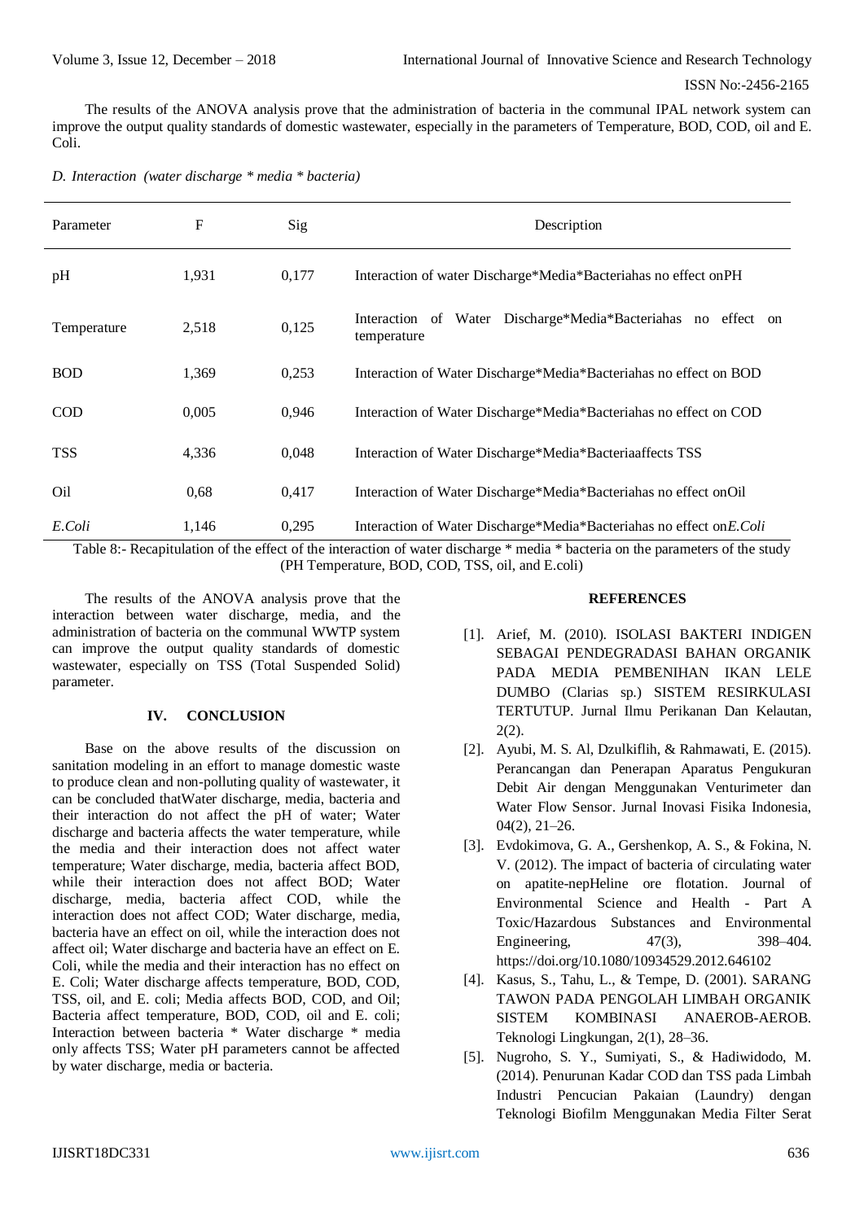The results of the ANOVA analysis prove that the administration of bacteria in the communal IPAL network system can improve the output quality standards of domestic wastewater, especially in the parameters of Temperature, BOD, COD, oil and E. Coli.

*D. Interaction (water discharge * media * bacteria)*

| Parameter | F | Sig | Description |
|---|---|---|---|
| pH | 1,931 | 0,177 | Interaction of water Discharge*Media*Bacteriahas no effect onPH |
| Temperature | 2,518 | 0,125 | Interaction of Water Discharge*Media*Bacteriahas no effect on temperature |
| BOD | 1,369 | 0,253 | Interaction of Water Discharge*Media*Bacteriahas no effect on BOD |
| COD | 0,005 | 0,946 | Interaction of Water Discharge*Media*Bacteriahas no effect on COD |
| TSS | 4,336 | 0,048 | Interaction of Water Discharge*Media*Bacteriaaffects TSS |
| Oil | 0,68 | 0,417 | Interaction of Water Discharge*Media*Bacteriahas no effect onOil |
| *E.Coli* | 1,146 | 0,295 | Interaction of Water Discharge*Media*Bacteriahas no effect on*E.Coli* |

Table 8:- Recapitulation of the effect of the interaction of water discharge * media * bacteria on the parameters of the study (PH Temperature, BOD, COD, TSS, oil, and E.coli)

The results of the ANOVA analysis prove that the interaction between water discharge, media, and the administration of bacteria on the communal WWTP system can improve the output quality standards of domestic wastewater, especially on TSS (Total Suspended Solid) parameter.

## IV. CONCLUSION

Base on the above results of the discussion on sanitation modeling in an effort to manage domestic waste to produce clean and non-polluting quality of wastewater, it can be concluded thatWater discharge, media, bacteria and their interaction do not affect the pH of water; Water discharge and bacteria affects the water temperature, while the media and their interaction does not affect water temperature; Water discharge, media, bacteria affect BOD, while their interaction does not affect BOD; Water discharge, media, bacteria affect COD, while the interaction does not affect COD; Water discharge, media, bacteria have an effect on oil, while the interaction does not affect oil; Water discharge and bacteria have an effect on E. Coli, while the media and their interaction has no effect on E. Coli; Water discharge affects temperature, BOD, COD, TSS, oil, and E. coli; Media affects BOD, COD, and Oil; Bacteria affect temperature, BOD, COD, oil and E. coli; Interaction between bacteria * Water discharge * media only affects TSS; Water pH parameters cannot be affected by water discharge, media or bacteria.

## REFERENCES

[1]. Arief, M. (2010). ISOLASI BAKTERI INDIGEN SEBAGAI PENDEGRADASI BAHAN ORGANIK PADA MEDIA PEMBENIHAN IKAN LELE DUMBO (Clarias sp.) SISTEM RESIRKULASI TERTUTUP. Jurnal Ilmu Perikanan Dan Kelautan, 2(2).

[2]. Ayubi, M. S. Al, Dzulkiflih, & Rahmawati, E. (2015). Perancangan dan Penerapan Aparatus Pengukuran Debit Air dengan Menggunakan Venturimeter dan Water Flow Sensor. Jurnal Inovasi Fisika Indonesia, 04(2), 21–26.

[3]. Evdokimova, G. A., Gershenkop, A. S., & Fokina, N. V. (2012). The impact of bacteria of circulating water on apatite-nepHeline ore flotation. Journal of Environmental Science and Health - Part A Toxic/Hazardous Substances and Environmental Engineering, 47(3), 398–404. https://doi.org/10.1080/10934529.2012.646102

[4]. Kasus, S., Tahu, L., & Tempe, D. (2001). SARANG TAWON PADA PENGOLAH LIMBAH ORGANIK SISTEM KOMBINASI ANAEROB-AEROB. Teknologi Lingkungan, 2(1), 28–36.

[5]. Nugroho, S. Y., Sumiyati, S., & Hadiwidodo, M. (2014). Penurunan Kadar COD dan TSS pada Limbah Industri Pencucian Pakaian (Laundry) dengan Teknologi Biofilm Menggunakan Media Filter Serat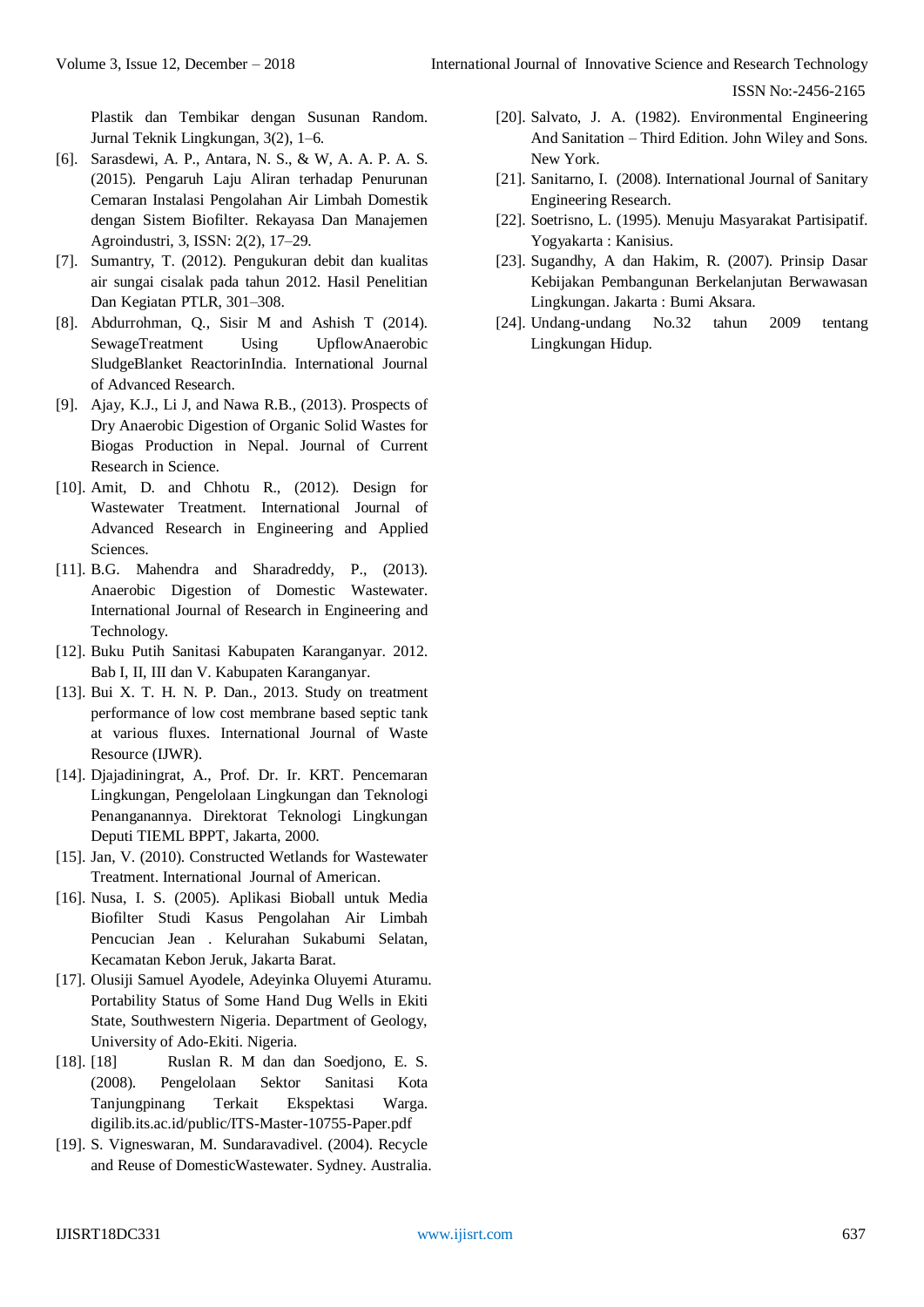Plastik dan Tembikar dengan Susunan Random. Jurnal Teknik Lingkungan, 3(2), 1–6.

[6]. Sarasdewi, A. P., Antara, N. S., & W, A. A. P. A. S. (2015). Pengaruh Laju Aliran terhadap Penurunan Cemaran Instalasi Pengolahan Air Limbah Domestik dengan Sistem Biofilter. Rekayasa Dan Manajemen Agroindustri, 3, ISSN: 2(2), 17–29.

[7]. Sumantry, T. (2012). Pengukuran debit dan kualitas air sungai cisalak pada tahun 2012. Hasil Penelitian Dan Kegiatan PTLR, 301–308.

[8]. Abdurrohman, Q., Sisir M and Ashish T (2014). SewageTreatment Using UpflowAnaerobic SludgeBlanket ReactorinIndia. International Journal of Advanced Research.

[9]. Ajay, K.J., Li J, and Nawa R.B., (2013). Prospects of Dry Anaerobic Digestion of Organic Solid Wastes for Biogas Production in Nepal. Journal of Current Research in Science.

[10]. Amit, D. and Chhotu R., (2012). Design for Wastewater Treatment. International Journal of Advanced Research in Engineering and Applied Sciences.

[11]. B.G. Mahendra and Sharadreddy, P., (2013). Anaerobic Digestion of Domestic Wastewater. International Journal of Research in Engineering and Technology.

[12]. Buku Putih Sanitasi Kabupaten Karanganyar. 2012. Bab I, II, III dan V. Kabupaten Karanganyar.

[13]. Bui X. T. H. N. P. Dan., 2013. Study on treatment performance of low cost membrane based septic tank at various fluxes. International Journal of Waste Resource (IJWR).

[14]. Djajadiningrat, A., Prof. Dr. Ir. KRT. Pencemaran Lingkungan, Pengelolaan Lingkungan dan Teknologi Penanganannya. Direktorat Teknologi Lingkungan Deputi TIEML BPPT, Jakarta, 2000.

[15]. Jan, V. (2010). Constructed Wetlands for Wastewater Treatment. International Journal of American.

[16]. Nusa, I. S. (2005). Aplikasi Bioball untuk Media Biofilter Studi Kasus Pengolahan Air Limbah Pencucian Jean . Kelurahan Sukabumi Selatan, Kecamatan Kebon Jeruk, Jakarta Barat.

[17]. Olusiji Samuel Ayodele, Adeyinka Oluyemi Aturamu. Portability Status of Some Hand Dug Wells in Ekiti State, Southwestern Nigeria. Department of Geology, University of Ado-Ekiti. Nigeria.

[18]. [18] Ruslan R. M dan dan Soedjono, E. S. (2008). Pengelolaan Sektor Sanitasi Kota Tanjungpinang Terkait Ekspektasi Warga. digilib.its.ac.id/public/ITS-Master-10755-Paper.pdf

[19]. S. Vigneswaran, M. Sundaravadivel. (2004). Recycle and Reuse of DomesticWastewater. Sydney. Australia.

[20]. Salvato, J. A. (1982). Environmental Engineering And Sanitation – Third Edition. John Wiley and Sons. New York.

[21]. Sanitarno, I. (2008). International Journal of Sanitary Engineering Research.

[22]. Soetrisno, L. (1995). Menuju Masyarakat Partisipatif. Yogyakarta : Kanisius.

[23]. Sugandhy, A dan Hakim, R. (2007). Prinsip Dasar Kebijakan Pembangunan Berkelanjutan Berwawasan Lingkungan. Jakarta : Bumi Aksara.

[24]. Undang-undang No.32 tahun 2009 tentang Lingkungan Hidup.